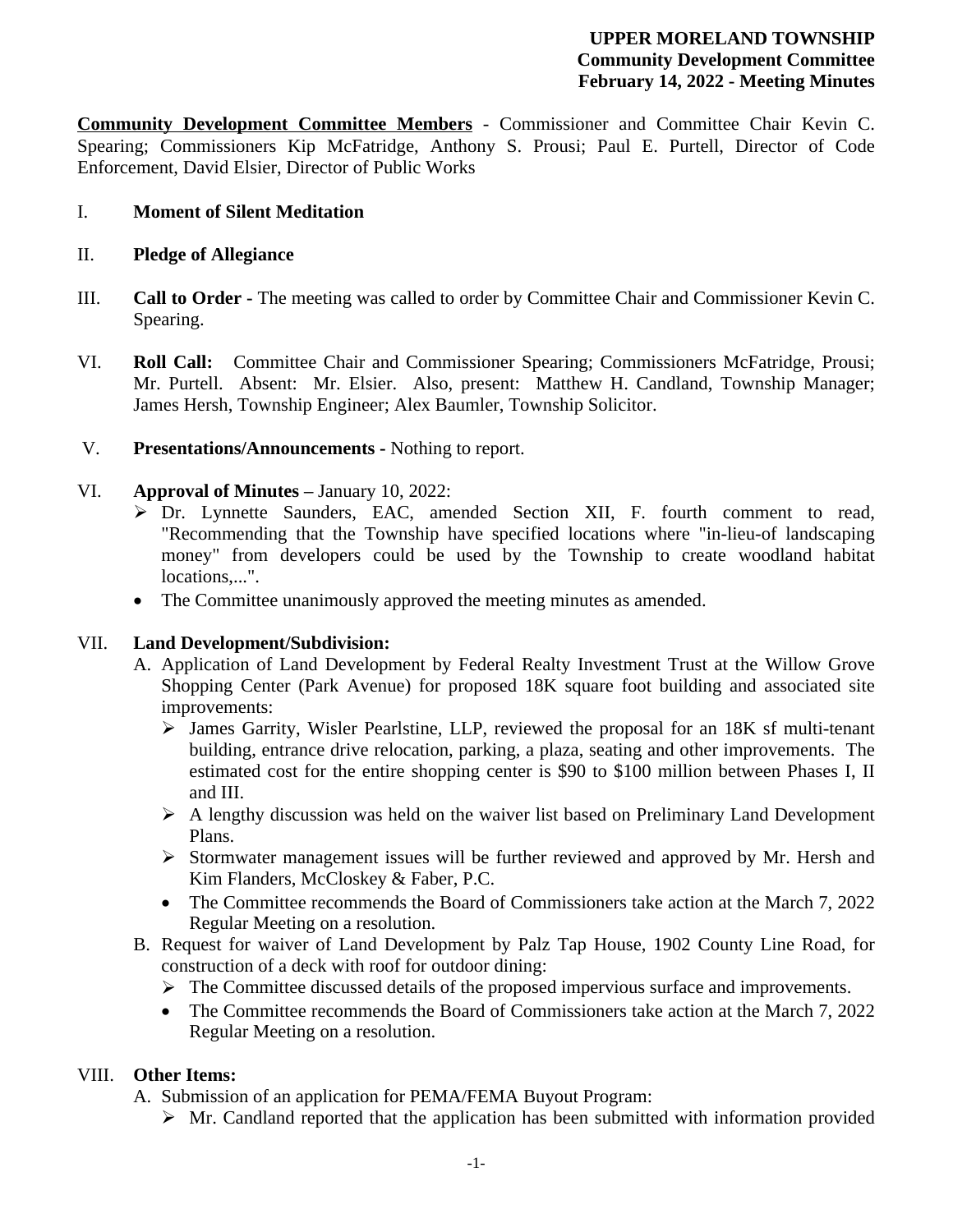**UPPER MORELAND TOWNSHIP**
**Community Development Committee**
**February 14, 2022 - Meeting Minutes**

**Community Development Committee Members** - Commissioner and Committee Chair Kevin C. Spearing; Commissioners Kip McFatridge, Anthony S. Prousi; Paul E. Purtell, Director of Code Enforcement, David Elsier, Director of Public Works

I. **Moment of Silent Meditation**

II. **Pledge of Allegiance**

III. **Call to Order -** The meeting was called to order by Committee Chair and Commissioner Kevin C. Spearing.

VI. **Roll Call:** Committee Chair and Commissioner Spearing; Commissioners McFatridge, Prousi; Mr. Purtell. Absent: Mr. Elsier. Also, present: Matthew H. Candland, Township Manager; James Hersh, Township Engineer; Alex Baumler, Township Solicitor.

V. **Presentations/Announcements -** Nothing to report.

VI. **Approval of Minutes –** January 10, 2022:
- ➢ Dr. Lynnette Saunders, EAC, amended Section XII, F. fourth comment to read, "Recommending that the Township have specified locations where "in-lieu-of landscaping money" from developers could be used by the Township to create woodland habitat locations,...".
- The Committee unanimously approved the meeting minutes as amended.

VII. **Land Development/Subdivision:**

A. Application of Land Development by Federal Realty Investment Trust at the Willow Grove Shopping Center (Park Avenue) for proposed 18K square foot building and associated site improvements:
- ➢ James Garrity, Wisler Pearlstine, LLP, reviewed the proposal for an 18K sf multi-tenant building, entrance drive relocation, parking, a plaza, seating and other improvements. The estimated cost for the entire shopping center is $90 to $100 million between Phases I, II and III.
- ➢ A lengthy discussion was held on the waiver list based on Preliminary Land Development Plans.
- ➢ Stormwater management issues will be further reviewed and approved by Mr. Hersh and Kim Flanders, McCloskey & Faber, P.C.
- The Committee recommends the Board of Commissioners take action at the March 7, 2022 Regular Meeting on a resolution.

B. Request for waiver of Land Development by Palz Tap House, 1902 County Line Road, for construction of a deck with roof for outdoor dining:
- ➢ The Committee discussed details of the proposed impervious surface and improvements.
- The Committee recommends the Board of Commissioners take action at the March 7, 2022 Regular Meeting on a resolution.

VIII. **Other Items:**

A. Submission of an application for PEMA/FEMA Buyout Program:
- ➢ Mr. Candland reported that the application has been submitted with information provided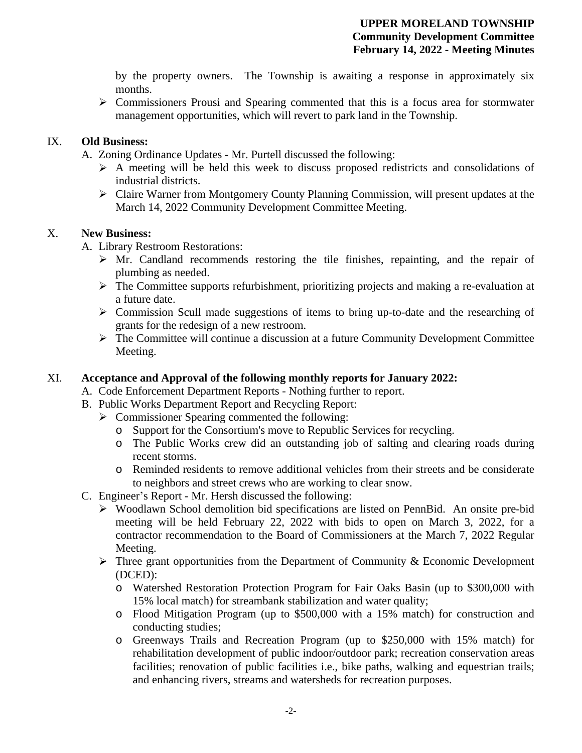by the property owners. The Township is awaiting a response in approximately six months.

- Commissioners Prousi and Spearing commented that this is a focus area for stormwater management opportunities, which will revert to park land in the Township.

## IX. Old Business:

A. Zoning Ordinance Updates - Mr. Purtell discussed the following:

- A meeting will be held this week to discuss proposed redistricts and consolidations of industrial districts.
- Claire Warner from Montgomery County Planning Commission, will present updates at the March 14, 2022 Community Development Committee Meeting.

## X. New Business:

A. Library Restroom Restorations:

- Mr. Candland recommends restoring the tile finishes, repainting, and the repair of plumbing as needed.
- The Committee supports refurbishment, prioritizing projects and making a re-evaluation at a future date.
- Commission Scull made suggestions of items to bring up-to-date and the researching of grants for the redesign of a new restroom.
- The Committee will continue a discussion at a future Community Development Committee Meeting.

## XI. Acceptance and Approval of the following monthly reports for January 2022:

A. Code Enforcement Department Reports - Nothing further to report.

B. Public Works Department Report and Recycling Report:

- Commissioner Spearing commented the following:
  - Support for the Consortium's move to Republic Services for recycling.
  - The Public Works crew did an outstanding job of salting and clearing roads during recent storms.
  - Reminded residents to remove additional vehicles from their streets and be considerate to neighbors and street crews who are working to clear snow.

C. Engineer's Report - Mr. Hersh discussed the following:

- Woodlawn School demolition bid specifications are listed on PennBid. An onsite pre-bid meeting will be held February 22, 2022 with bids to open on March 3, 2022, for a contractor recommendation to the Board of Commissioners at the March 7, 2022 Regular Meeting.
- Three grant opportunities from the Department of Community & Economic Development (DCED):
  - Watershed Restoration Protection Program for Fair Oaks Basin (up to $300,000 with 15% local match) for streambank stabilization and water quality;
  - Flood Mitigation Program (up to $500,000 with a 15% match) for construction and conducting studies;
  - Greenways Trails and Recreation Program (up to $250,000 with 15% match) for rehabilitation development of public indoor/outdoor park; recreation conservation areas facilities; renovation of public facilities i.e., bike paths, walking and equestrian trails; and enhancing rivers, streams and watersheds for recreation purposes.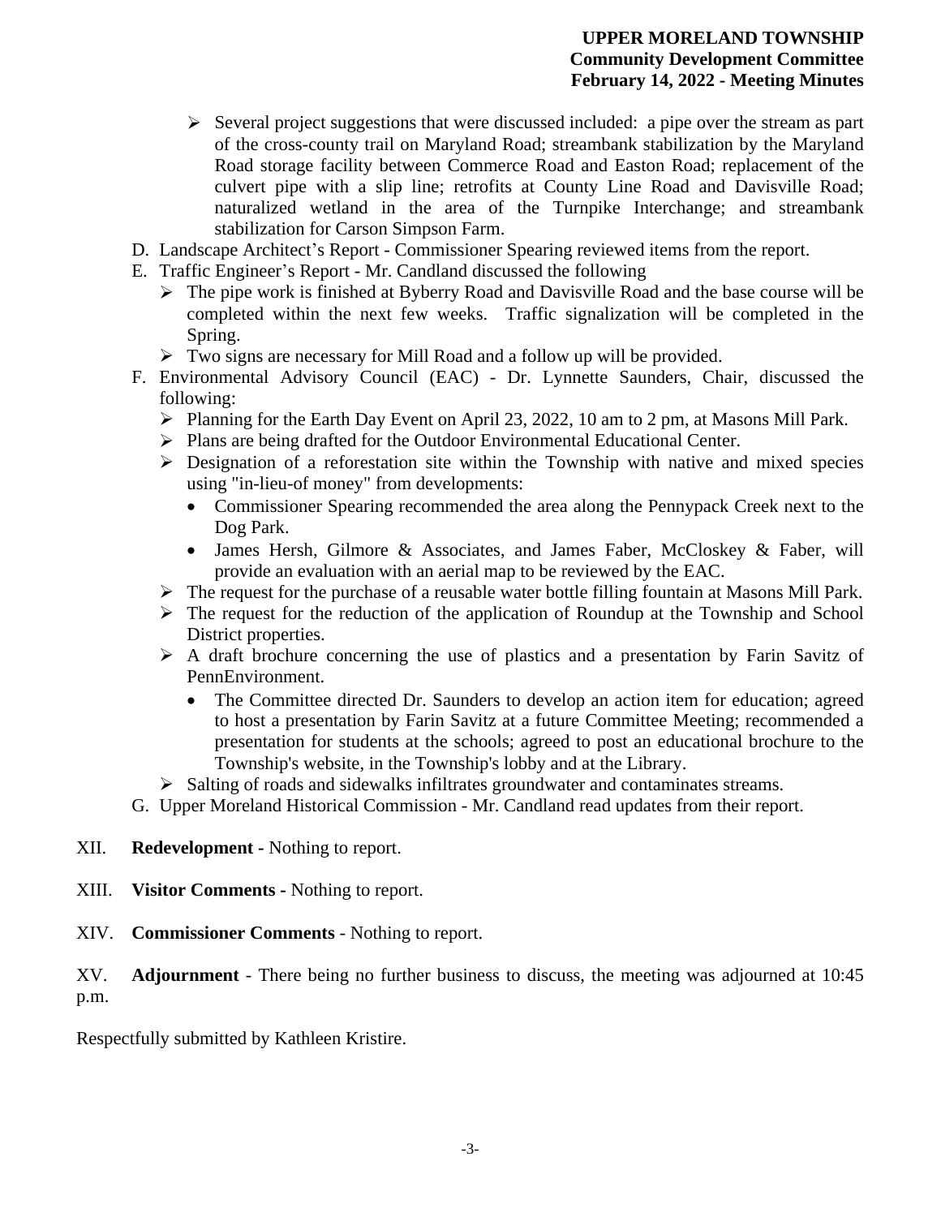- Several project suggestions that were discussed included: a pipe over the stream as part of the cross-county trail on Maryland Road; streambank stabilization by the Maryland Road storage facility between Commerce Road and Easton Road; replacement of the culvert pipe with a slip line; retrofits at County Line Road and Davisville Road; naturalized wetland in the area of the Turnpike Interchange; and streambank stabilization for Carson Simpson Farm.

D. Landscape Architect's Report - Commissioner Spearing reviewed items from the report.

E. Traffic Engineer's Report - Mr. Candland discussed the following
   - The pipe work is finished at Byberry Road and Davisville Road and the base course will be completed within the next few weeks. Traffic signalization will be completed in the Spring.
   - Two signs are necessary for Mill Road and a follow up will be provided.

F. Environmental Advisory Council (EAC) - Dr. Lynnette Saunders, Chair, discussed the following:
   - Planning for the Earth Day Event on April 23, 2022, 10 am to 2 pm, at Masons Mill Park.
   - Plans are being drafted for the Outdoor Environmental Educational Center.
   - Designation of a reforestation site within the Township with native and mixed species using "in-lieu-of money" from developments:
     - Commissioner Spearing recommended the area along the Pennypack Creek next to the Dog Park.
     - James Hersh, Gilmore & Associates, and James Faber, McCloskey & Faber, will provide an evaluation with an aerial map to be reviewed by the EAC.
   - The request for the purchase of a reusable water bottle filling fountain at Masons Mill Park.
   - The request for the reduction of the application of Roundup at the Township and School District properties.
   - A draft brochure concerning the use of plastics and a presentation by Farin Savitz of PennEnvironment.
     - The Committee directed Dr. Saunders to develop an action item for education; agreed to host a presentation by Farin Savitz at a future Committee Meeting; recommended a presentation for students at the schools; agreed to post an educational brochure to the Township's website, in the Township's lobby and at the Library.
   - Salting of roads and sidewalks infiltrates groundwater and contaminates streams.

G. Upper Moreland Historical Commission - Mr. Candland read updates from their report.

XII. **Redevelopment -** Nothing to report.

XIII. **Visitor Comments -** Nothing to report.

XIV. **Commissioner Comments** - Nothing to report.

XV. **Adjournment** - There being no further business to discuss, the meeting was adjourned at 10:45 p.m.

Respectfully submitted by Kathleen Kristire.